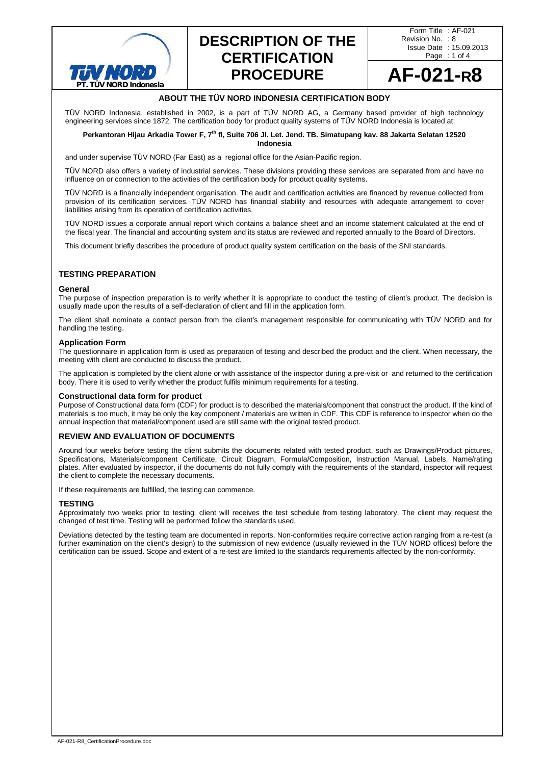# DESCRIPTION OF THE CERTIFICATION PROCEDURE

Form Title : AF-021
Revision No. : 8
Issue Date : 15.09.2013

**AF-021-R8**

## ABOUT THE TÜV NORD INDONESIA CERTIFICATION BODY

TÜV NORD Indonesia, established in 2002, is a part of TÜV NORD AG, a Germany based provider of high technology engineering services since 1872. The certification body for product quality systems of TÜV NORD Indonesia is located at:

**Perkantoran Hijau Arkadia Tower F, 7th fl, Suite 706 Jl. Let. Jend. TB. Simatupang kav. 88 Jakarta Selatan 12520 Indonesia**

and under supervise TÜV NORD (Far East) as a regional office for the Asian-Pacific region.

TÜV NORD also offers a variety of industrial services. These divisions providing these services are separated from and have no influence on or connection to the activities of the certification body for product quality systems.

TÜV NORD is a financially independent organisation. The audit and certification activities are financed by revenue collected from provision of its certification services. TÜV NORD has financial stability and resources with adequate arrangement to cover liabilities arising from its operation of certification activities.

TÜV NORD issues a corporate annual report which contains a balance sheet and an income statement calculated at the end of the fiscal year. The financial and accounting system and its status are reviewed and reported annually to the Board of Directors.

This document briefly describes the procedure of product quality system certification on the basis of the SNI standards.

## TESTING PREPARATION

### General

The purpose of inspection preparation is to verify whether it is appropriate to conduct the testing of client's product. The decision is usually made upon the results of a self-declaration of client and fill in the application form.

The client shall nominate a contact person from the client's management responsible for communicating with TÜV NORD and for handling the testing.

### Application Form

The questionnaire in application form is used as preparation of testing and described the product and the client. When necessary, the meeting with client are conducted to discuss the product.

The application is completed by the client alone or with assistance of the inspector during a pre-visit or and returned to the certification body. There it is used to verify whether the product fulfils minimum requirements for a testing.

### Constructional data form for product

Purpose of Constructional data form (CDF) for product is to described the materials/component that construct the product. If the kind of materials is too much, it may be only the key component / materials are written in CDF. This CDF is reference to inspector when do the annual inspection that material/component used are still same with the original tested product.

## REVIEW AND EVALUATION OF DOCUMENTS

Around four weeks before testing the client submits the documents related with tested product, such as Drawings/Product pictures, Specifications, Materials/component Certificate, Circuit Diagram, Formula/Composition, Instruction Manual, Labels, Name/rating plates. After evaluated by inspector, if the documents do not fully comply with the requirements of the standard, inspector will request the client to complete the necessary documents.

If these requirements are fulfilled, the testing can commence.

## TESTING

Approximately two weeks prior to testing, client will receives the test schedule from testing laboratory. The client may request the changed of test time. Testing will be performed follow the standards used.

Deviations detected by the testing team are documented in reports. Non-conformities require corrective action ranging from a re-test (a further examination on the client's design) to the submission of new evidence (usually reviewed in the TÜV NORD offices) before the certification can be issued. Scope and extent of a re-test are limited to the standards requirements affected by the non-conformity.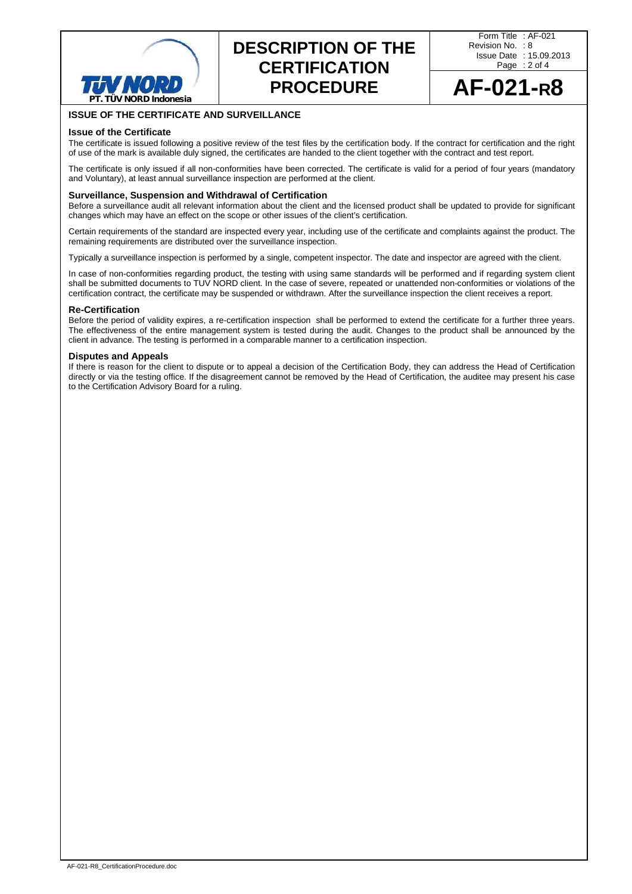## ISSUE OF THE CERTIFICATE AND SURVEILLANCE

### Issue of the Certificate

The certificate is issued following a positive review of the test files by the certification body. If the contract for certification and the right of use of the mark is available duly signed, the certificates are handed to the client together with the contract and test report.

The certificate is only issued if all non-conformities have been corrected. The certificate is valid for a period of four years (mandatory and Voluntary), at least annual surveillance inspection are performed at the client.

### Surveillance, Suspension and Withdrawal of Certification

Before a surveillance audit all relevant information about the client and the licensed product shall be updated to provide for significant changes which may have an effect on the scope or other issues of the client's certification.

Certain requirements of the standard are inspected every year, including use of the certificate and complaints against the product. The remaining requirements are distributed over the surveillance inspection.

Typically a surveillance inspection is performed by a single, competent inspector. The date and inspector are agreed with the client.

In case of non-conformities regarding product, the testing with using same standards will be performed and if regarding system client shall be submitted documents to TUV NORD client. In the case of severe, repeated or unattended non-conformities or violations of the certification contract, the certificate may be suspended or withdrawn. After the surveillance inspection the client receives a report.

### Re-Certification

Before the period of validity expires, a re-certification inspection shall be performed to extend the certificate for a further three years. The effectiveness of the entire management system is tested during the audit. Changes to the product shall be announced by the client in advance. The testing is performed in a comparable manner to a certification inspection.

### Disputes and Appeals

If there is reason for the client to dispute or to appeal a decision of the Certification Body, they can address the Head of Certification directly or via the testing office. If the disagreement cannot be removed by the Head of Certification, the auditee may present his case to the Certification Advisory Board for a ruling.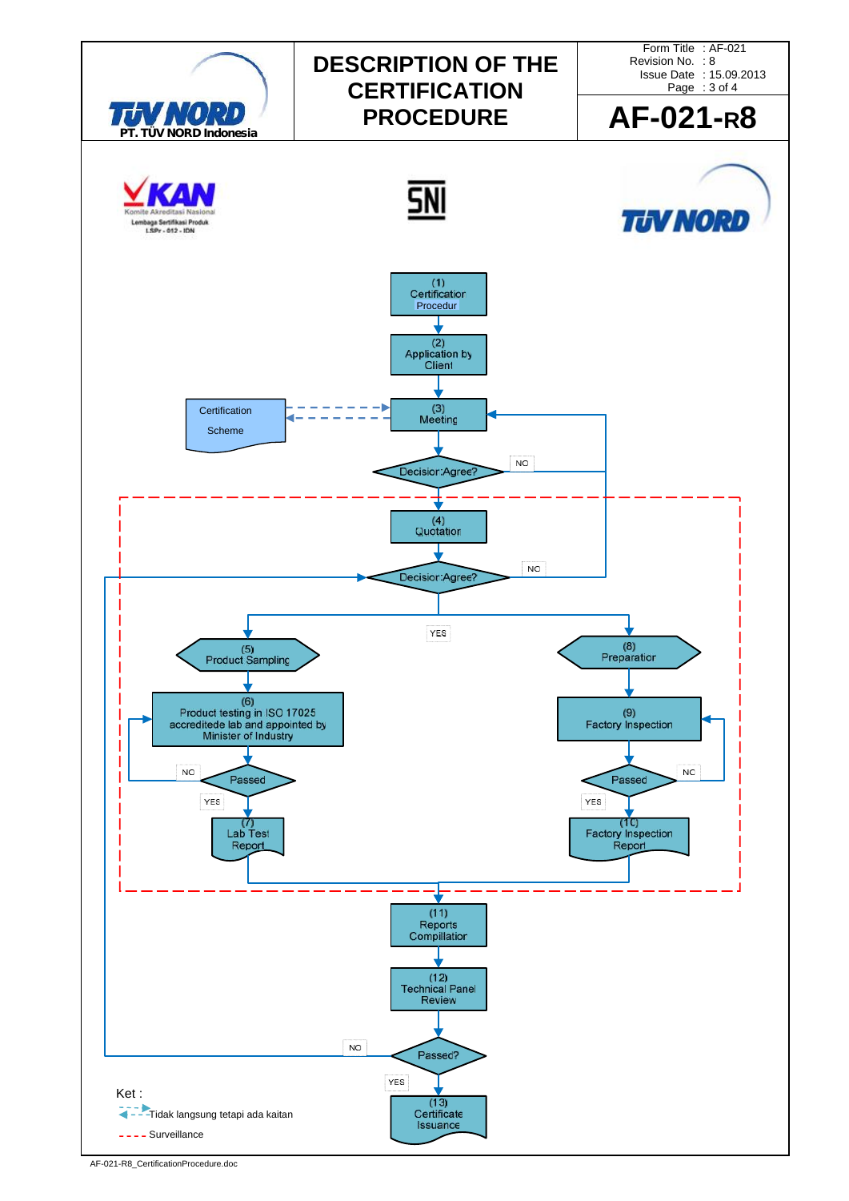# DESCRIPTION OF THE CERTIFICATION PROCEDURE

| | |
|---|---|
| Form Title | : AF-021 |
| Revision No. | : 8 |
| Issue Date | : 15.09.2013 |

**AF-021-R8**

KAN
Komite Akreditasi Nasional
Lembaga Sertifikasi Produk
LSPr - 012 - IDN

SNI

TÜV NORD

(1) Certification Procedur

(2) Application by Client

Certification Scheme

(3) Meeting

Decision:Agree?

NO

(4) Quotation

Decision:Agree?

NO

YES

(5) Product Sampling

(6) Product testing in ISO 17025 accreditede lab and appointed by Minister of Industry

NO

Passed

YES

(7) Lab Test Report

(8) Preparation

(9) Factory Inspection

Passed

NO

YES

(10) Factory Inspection Report

(11) Reports Compillation

(12) Technical Panel Review

NO

Passed?

YES

(13) Certificate Issuance

Ket :

Tidak langsung tetapi ada kaitan

Surveillance

AF-021-R8_CertificationProcedure.doc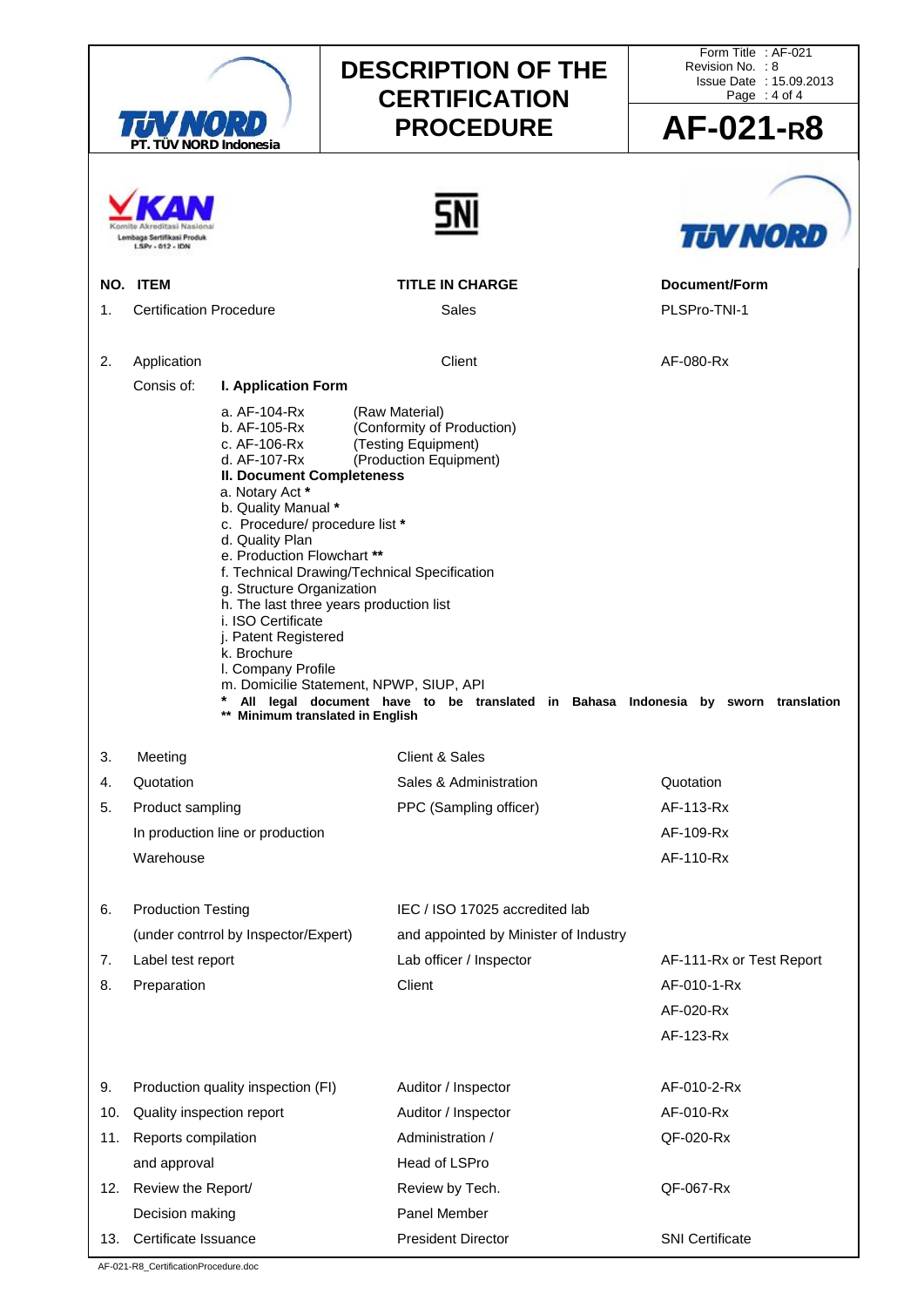# DESCRIPTION OF THE CERTIFICATION PROCEDURE

**AF-021-R8**

PT. TÜV NORD Indonesia

| NO. | ITEM | TITLE IN CHARGE | Document/Form |
|---|---|---|---|
| 1. | Certification Procedure | Sales | PLSPro-TNI-1 |
| 2. | Application | Client | AF-080-Rx |

Consis of: **I. Application Form**

- a. AF-104-Rx (Raw Material)
- b. AF-105-Rx (Conformity of Production)
- c. AF-106-Rx (Testing Equipment)
- d. AF-107-Rx (Production Equipment)

**II. Document Completeness**

- a. Notary Act **\***
- b. Quality Manual **\***
- c. Procedure/ procedure list **\***
- d. Quality Plan
- e. Production Flowchart **\*\***
- f. Technical Drawing/Technical Specification
- g. Structure Organization
- h. The last three years production list
- i. ISO Certificate
- j. Patent Registered
- k. Brochure
- l. Company Profile
- m. Domicilie Statement, NPWP, SIUP, API

**\* All legal document have to be translated in Bahasa Indonesia by sworn translation**
**\*\* Minimum translated in English**

| NO. | ITEM | TITLE IN CHARGE | Document/Form |
|---|---|---|---|
| 3. | Meeting | Client & Sales | |
| 4. | Quotation | Sales & Administration | Quotation |
| 5. | Product sampling | PPC (Sampling officer) | AF-113-Rx |
| | In production line or production | | AF-109-Rx |
| | Warehouse | | AF-110-Rx |
| 6. | Production Testing | IEC / ISO 17025 accredited lab | |
| | (under contrrol by Inspector/Expert) | and appointed by Minister of Industry | |
| 7. | Label test report | Lab officer / Inspector | AF-111-Rx or Test Report |
| 8. | Preparation | Client | AF-010-1-Rx |
| | | | AF-020-Rx |
| | | | AF-123-Rx |
| 9. | Production quality inspection (FI) | Auditor / Inspector | AF-010-2-Rx |
| 10. | Quality inspection report | Auditor / Inspector | AF-010-Rx |
| 11. | Reports compilation and approval | Administration / Head of LSPro | QF-020-Rx |
| 12. | Review the Report/ Decision making | Review by Tech. Panel Member | QF-067-Rx |
| 13. | Certificate Issuance | President Director | SNI Certificate |